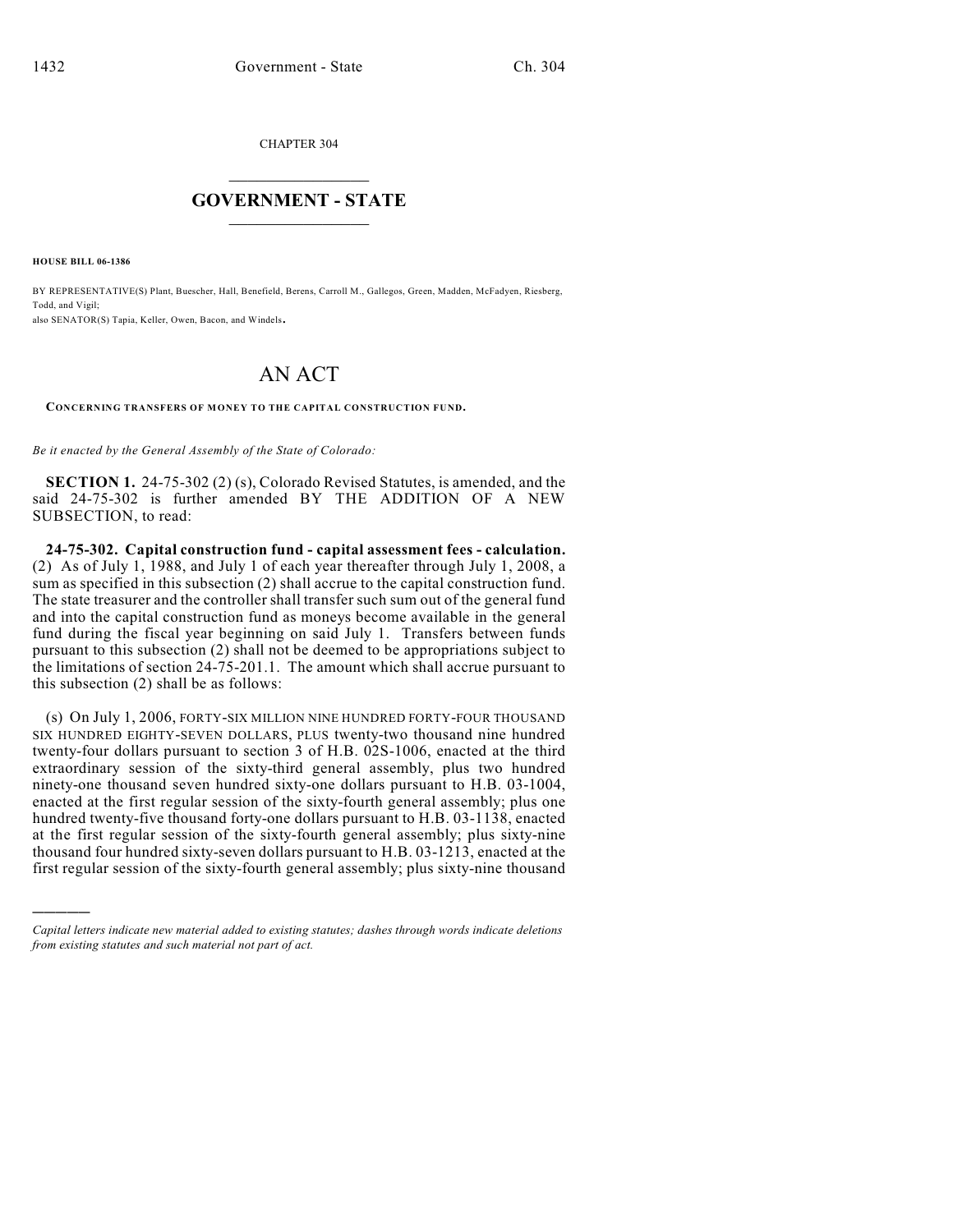CHAPTER 304

# GOVERNMENT - STATE

**HOUSE BILL 06-1386**

BY REPRESENTATIVE(S) Plant, Buescher, Hall, Benefield, Berens, Carroll M., Gallegos, Green, Madden, McFadyen, Riesberg, Todd, and Vigil;
also SENATOR(S) Tapia, Keller, Owen, Bacon, and Windels.

# AN ACT

**CONCERNING TRANSFERS OF MONEY TO THE CAPITAL CONSTRUCTION FUND.**

*Be it enacted by the General Assembly of the State of Colorado:*

**SECTION 1.** 24-75-302 (2) (s), Colorado Revised Statutes, is amended, and the said 24-75-302 is further amended BY THE ADDITION OF A NEW SUBSECTION, to read:

**24-75-302. Capital construction fund - capital assessment fees - calculation.** (2) As of July 1, 1988, and July 1 of each year thereafter through July 1, 2008, a sum as specified in this subsection (2) shall accrue to the capital construction fund. The state treasurer and the controller shall transfer such sum out of the general fund and into the capital construction fund as moneys become available in the general fund during the fiscal year beginning on said July 1. Transfers between funds pursuant to this subsection (2) shall not be deemed to be appropriations subject to the limitations of section 24-75-201.1. The amount which shall accrue pursuant to this subsection (2) shall be as follows:

(s) On July 1, 2006, FORTY-SIX MILLION NINE HUNDRED FORTY-FOUR THOUSAND SIX HUNDRED EIGHTY-SEVEN DOLLARS, PLUS twenty-two thousand nine hundred twenty-four dollars pursuant to section 3 of H.B. 02S-1006, enacted at the third extraordinary session of the sixty-third general assembly, plus two hundred ninety-one thousand seven hundred sixty-one dollars pursuant to H.B. 03-1004, enacted at the first regular session of the sixty-fourth general assembly; plus one hundred twenty-five thousand forty-one dollars pursuant to H.B. 03-1138, enacted at the first regular session of the sixty-fourth general assembly; plus sixty-nine thousand four hundred sixty-seven dollars pursuant to H.B. 03-1213, enacted at the first regular session of the sixty-fourth general assembly; plus sixty-nine thousand

---

*Capital letters indicate new material added to existing statutes; dashes through words indicate deletions from existing statutes and such material not part of act.*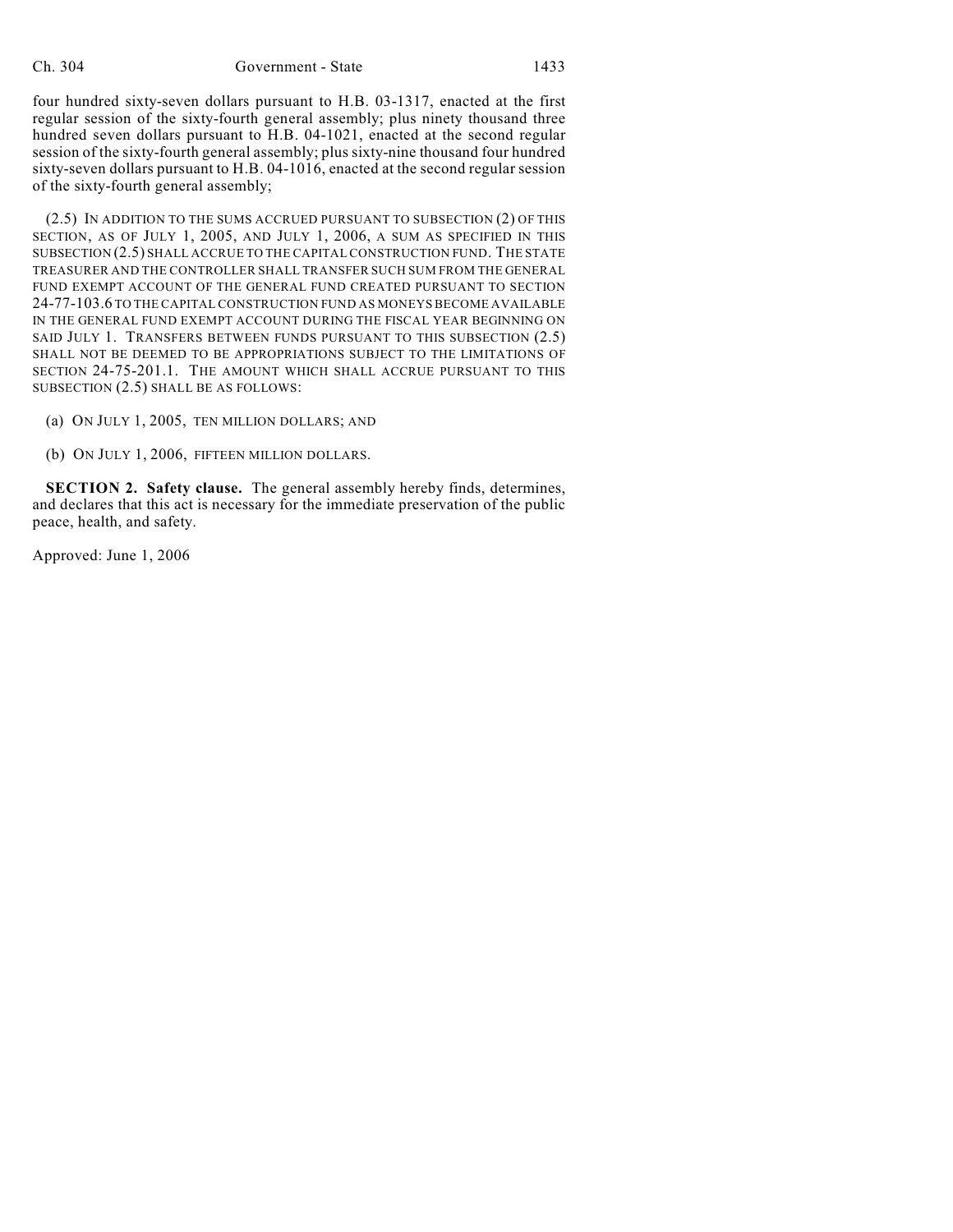four hundred sixty-seven dollars pursuant to H.B. 03-1317, enacted at the first regular session of the sixty-fourth general assembly; plus ninety thousand three hundred seven dollars pursuant to H.B. 04-1021, enacted at the second regular session of the sixty-fourth general assembly; plus sixty-nine thousand four hundred sixty-seven dollars pursuant to H.B. 04-1016, enacted at the second regular session of the sixty-fourth general assembly;

(2.5) IN ADDITION TO THE SUMS ACCRUED PURSUANT TO SUBSECTION (2) OF THIS SECTION, AS OF JULY 1, 2005, AND JULY 1, 2006, A SUM AS SPECIFIED IN THIS SUBSECTION (2.5) SHALL ACCRUE TO THE CAPITAL CONSTRUCTION FUND. THE STATE TREASURER AND THE CONTROLLER SHALL TRANSFER SUCH SUM FROM THE GENERAL FUND EXEMPT ACCOUNT OF THE GENERAL FUND CREATED PURSUANT TO SECTION 24-77-103.6 TO THE CAPITAL CONSTRUCTION FUND AS MONEYS BECOME AVAILABLE IN THE GENERAL FUND EXEMPT ACCOUNT DURING THE FISCAL YEAR BEGINNING ON SAID JULY 1. TRANSFERS BETWEEN FUNDS PURSUANT TO THIS SUBSECTION (2.5) SHALL NOT BE DEEMED TO BE APPROPRIATIONS SUBJECT TO THE LIMITATIONS OF SECTION 24-75-201.1. THE AMOUNT WHICH SHALL ACCRUE PURSUANT TO THIS SUBSECTION (2.5) SHALL BE AS FOLLOWS:

(a) ON JULY 1, 2005, TEN MILLION DOLLARS; AND

(b) ON JULY 1, 2006, FIFTEEN MILLION DOLLARS.

**SECTION 2. Safety clause.** The general assembly hereby finds, determines, and declares that this act is necessary for the immediate preservation of the public peace, health, and safety.

Approved: June 1, 2006